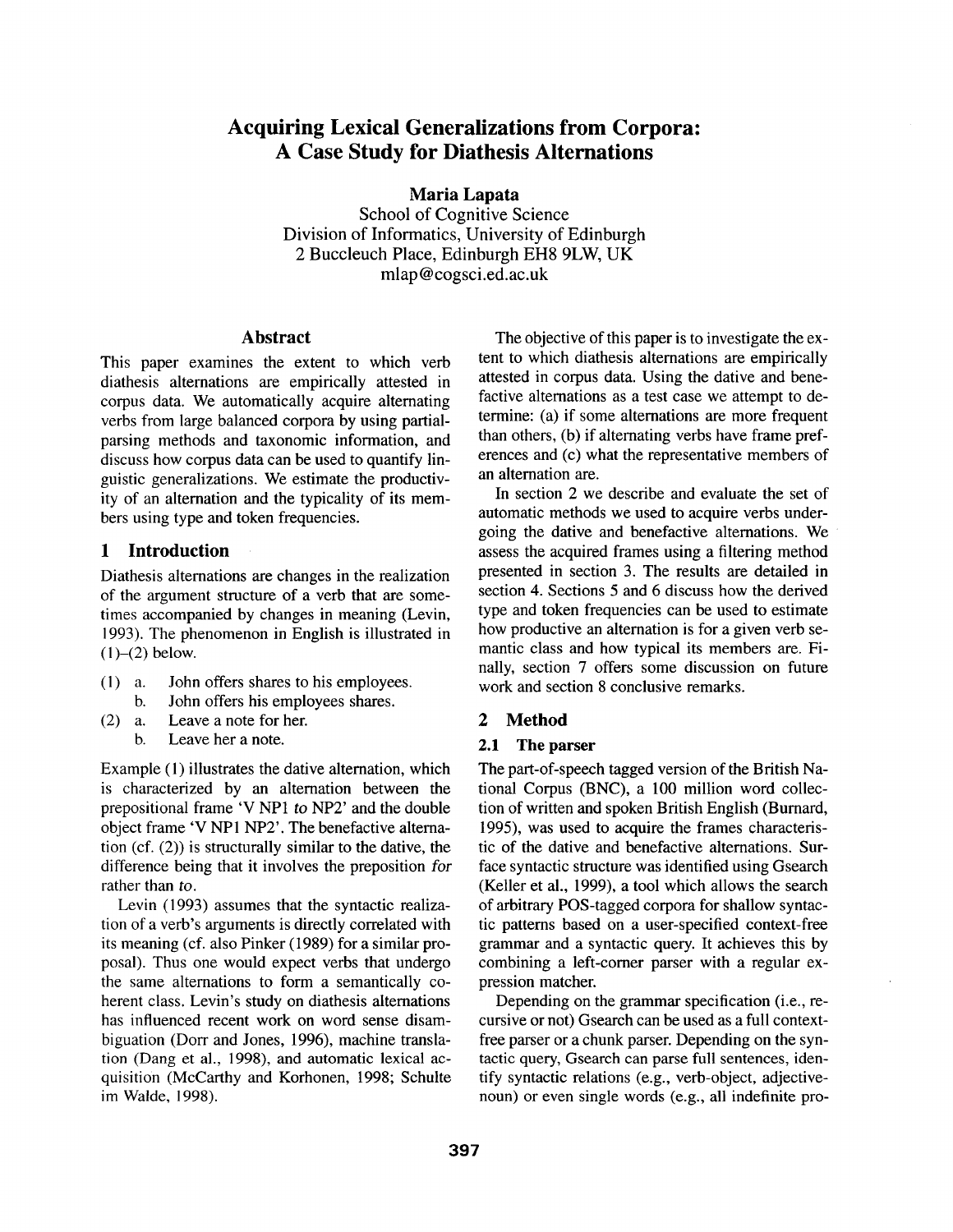# Acquiring Lexical Generalizations from Corpora: A Case Study for Diathesis Alternations

**Maria Lapata**
School of Cognitive Science
Division of Informatics, University of Edinburgh
2 Buccleuch Place, Edinburgh EH8 9LW, UK
mlap@cogsci.ed.ac.uk

## Abstract

This paper examines the extent to which verb diathesis alternations are empirically attested in corpus data. We automatically acquire alternating verbs from large balanced corpora by using partial-parsing methods and taxonomic information, and discuss how corpus data can be used to quantify linguistic generalizations. We estimate the productivity of an alternation and the typicality of its members using type and token frequencies.

## 1 Introduction

Diathesis alternations are changes in the realization of the argument structure of a verb that are sometimes accompanied by changes in meaning (Levin, 1993). The phenomenon in English is illustrated in (1)–(2) below.

(1) a. John offers shares to his employees.
    b. John offers his employees shares.

(2) a. Leave a note for her.
    b. Leave her a note.

Example (1) illustrates the dative alternation, which is characterized by an alternation between the prepositional frame 'V NP1 *to* NP2' and the double object frame 'V NP1 NP2'. The benefactive alternation (cf. (2)) is structurally similar to the dative, the difference being that it involves the preposition *for* rather than *to*.

Levin (1993) assumes that the syntactic realization of a verb's arguments is directly correlated with its meaning (cf. also Pinker (1989) for a similar proposal). Thus one would expect verbs that undergo the same alternations to form a semantically coherent class. Levin's study on diathesis alternations has influenced recent work on word sense disambiguation (Dorr and Jones, 1996), machine translation (Dang et al., 1998), and automatic lexical acquisition (McCarthy and Korhonen, 1998; Schulte im Walde, 1998).

The objective of this paper is to investigate the extent to which diathesis alternations are empirically attested in corpus data. Using the dative and benefactive alternations as a test case we attempt to determine: (a) if some alternations are more frequent than others, (b) if alternating verbs have frame preferences and (c) what the representative members of an alternation are.

In section 2 we describe and evaluate the set of automatic methods we used to acquire verbs undergoing the dative and benefactive alternations. We assess the acquired frames using a filtering method presented in section 3. The results are detailed in section 4. Sections 5 and 6 discuss how the derived type and token frequencies can be used to estimate how productive an alternation is for a given verb semantic class and how typical its members are. Finally, section 7 offers some discussion on future work and section 8 conclusive remarks.

## 2 Method

### 2.1 The parser

The part-of-speech tagged version of the British National Corpus (BNC), a 100 million word collection of written and spoken British English (Burnard, 1995), was used to acquire the frames characteristic of the dative and benefactive alternations. Surface syntactic structure was identified using Gsearch (Keller et al., 1999), a tool which allows the search of arbitrary POS-tagged corpora for shallow syntactic patterns based on a user-specified context-free grammar and a syntactic query. It achieves this by combining a left-corner parser with a regular expression matcher.

Depending on the grammar specification (i.e., recursive or not) Gsearch can be used as a full context-free parser or a chunk parser. Depending on the syntactic query, Gsearch can parse full sentences, identify syntactic relations (e.g., verb-object, adjective-noun) or even single words (e.g., all indefinite pro-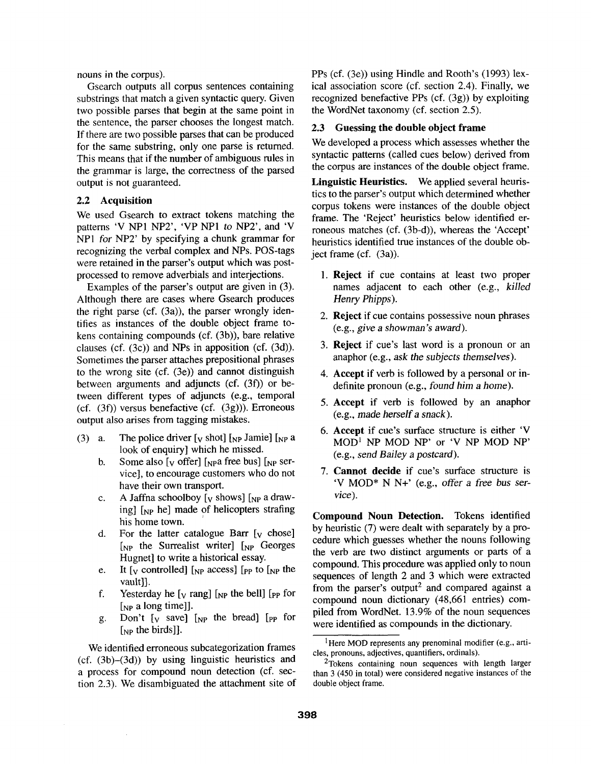nouns in the corpus).

Gsearch outputs all corpus sentences containing substrings that match a given syntactic query. Given two possible parses that begin at the same point in the sentence, the parser chooses the longest match. If there are two possible parses that can be produced for the same substring, only one parse is returned. This means that if the number of ambiguous rules in the grammar is large, the correctness of the parsed output is not guaranteed.

## 2.2 Acquisition

We used Gsearch to extract tokens matching the patterns 'V NP1 NP2', 'VP NP1 *to* NP2', and 'V NP1 *for* NP2' by specifying a chunk grammar for recognizing the verbal complex and NPs. POS-tags were retained in the parser's output which was post-processed to remove adverbials and interjections.

Examples of the parser's output are given in (3). Although there are cases where Gsearch produces the right parse (cf. (3a)), the parser wrongly identifies as instances of the double object frame tokens containing compounds (cf. (3b)), bare relative clauses (cf. (3c)) and NPs in apposition (cf. (3d)). Sometimes the parser attaches prepositional phrases to the wrong site (cf. (3e)) and cannot distinguish between arguments and adjuncts (cf. (3f)) or between different types of adjuncts (e.g., temporal (cf. (3f)) versus benefactive (cf. (3g))). Erroneous output also arises from tagging mistakes.

(3) a. The police driver [$_{V}$ shot] [$_{NP}$ Jamie] [$_{NP}$ a look of enquiry] which he missed.

b. Some also [$_{V}$ offer] [$_{NP}$a free bus] [$_{NP}$ service], to encourage customers who do not have their own transport.

c. A Jaffna schoolboy [$_{V}$ shows] [$_{NP}$ a drawing] [$_{NP}$ he] made of helicopters strafing his home town.

d. For the latter catalogue Barr [$_{V}$ chose] [$_{NP}$ the Surrealist writer] [$_{NP}$ Georges Hugnet] to write a historical essay.

e. It [$_{V}$ controlled] [$_{NP}$ access] [$_{PP}$ to [$_{NP}$ the vault]].

f. Yesterday he [$_{V}$ rang] [$_{NP}$ the bell] [$_{PP}$ for [$_{NP}$ a long time]].

g. Don't [$_{V}$ save] [$_{NP}$ the bread] [$_{PP}$ for [$_{NP}$ the birds]].

We identified erroneous subcategorization frames (cf. (3b)–(3d)) by using linguistic heuristics and a process for compound noun detection (cf. section 2.3). We disambiguated the attachment site of PPs (cf. (3e)) using Hindle and Rooth's (1993) lexical association score (cf. section 2.4). Finally, we recognized benefactive PPs (cf. (3g)) by exploiting the WordNet taxonomy (cf. section 2.5).

## 2.3 Guessing the double object frame

We developed a process which assesses whether the syntactic patterns (called cues below) derived from the corpus are instances of the double object frame.

**Linguistic Heuristics.** We applied several heuristics to the parser's output which determined whether corpus tokens were instances of the double object frame. The 'Reject' heuristics below identified erroneous matches (cf. (3b-d)), whereas the 'Accept' heuristics identified true instances of the double object frame (cf. (3a)).

1. **Reject** if cue contains at least two proper names adjacent to each other (e.g., *killed Henry Phipps*).
2. **Reject** if cue contains possessive noun phrases (e.g., *give a showman's award*).
3. **Reject** if cue's last word is a pronoun or an anaphor (e.g., *ask the subjects themselves*).
4. **Accept** if verb is followed by a personal or indefinite pronoun (e.g., *found him a home*).
5. **Accept** if verb is followed by an anaphor (e.g., *made herself a snack*).
6. **Accept** if cue's surface structure is either 'V MOD[1] NP MOD NP' or 'V NP MOD NP' (e.g., *send Bailey a postcard*).
7. **Cannot decide** if cue's surface structure is 'V MOD* N N+' (e.g., *offer a free bus service*).

**Compound Noun Detection.** Tokens identified by heuristic (7) were dealt with separately by a procedure which guesses whether the nouns following the verb are two distinct arguments or parts of a compound. This procedure was applied only to noun sequences of length 2 and 3 which were extracted from the parser's output[2] and compared against a compound noun dictionary (48,661 entries) compiled from WordNet. 13.9% of the noun sequences were identified as compounds in the dictionary.

[1] Here MOD represents any prenominal modifier (e.g., articles, pronouns, adjectives, quantifiers, ordinals).

[2] Tokens containing noun sequences with length larger than 3 (450 in total) were considered negative instances of the double object frame.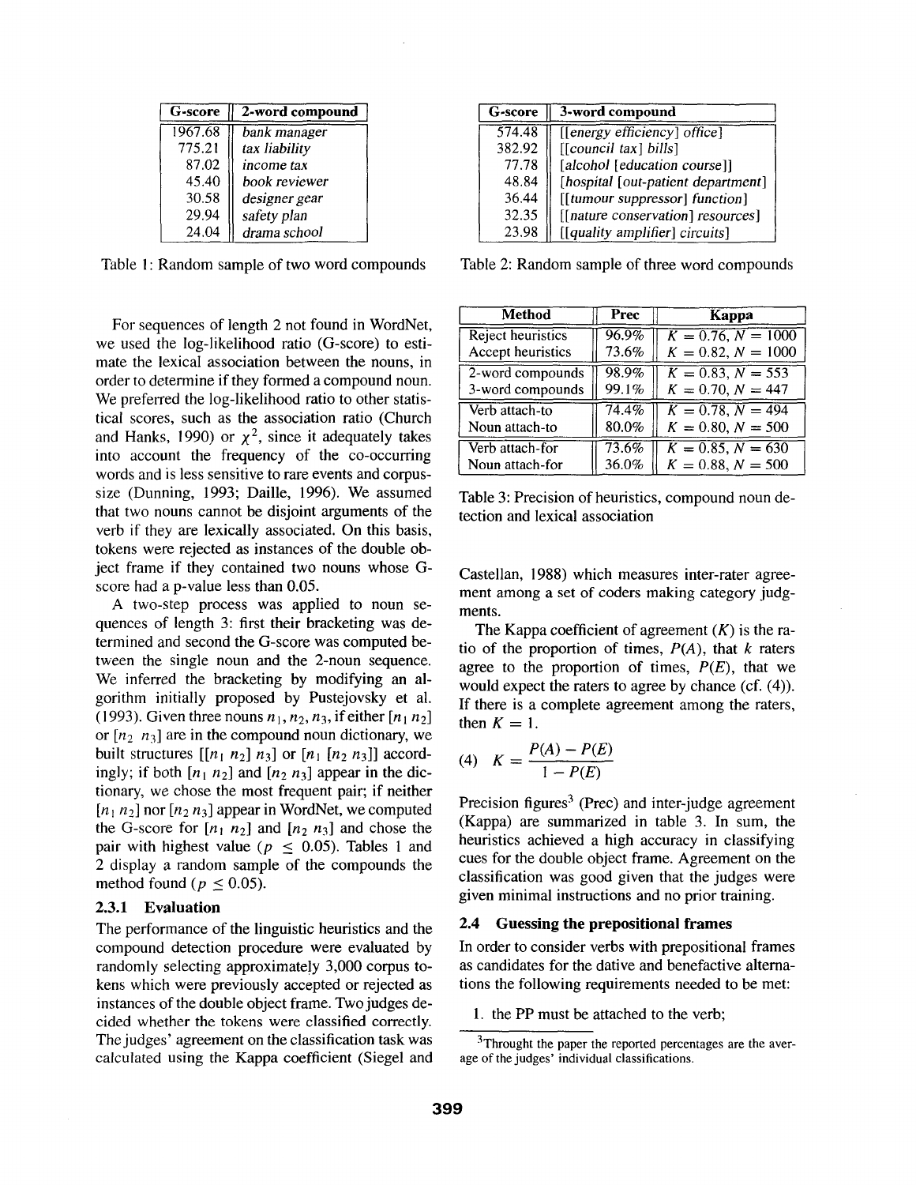| G-score | 2-word compound |
|---|---|
| 1967.68 | *bank manager* |
| 775.21 | *tax liability* |
| 87.02 | *income tax* |
| 45.40 | *book reviewer* |
| 30.58 | *designer gear* |
| 29.94 | *safety plan* |
| 24.04 | *drama school* |

Table 1: Random sample of two word compounds

| G-score | 3-word compound |
|---|---|
| 574.48 | [[*energy efficiency*] *office*] |
| 382.92 | [[*council tax*] *bills*] |
| 77.78 | [*alcohol* [*education course*]] |
| 48.84 | [*hospital* [*out-patient department*] |
| 36.44 | [[*tumour suppressor*] *function*] |
| 32.35 | [[*nature conservation*] *resources*] |
| 23.98 | [[*quality amplifier*] *circuits*] |

Table 2: Random sample of three word compounds

For sequences of length 2 not found in WordNet, we used the log-likelihood ratio (G-score) to estimate the lexical association between the nouns, in order to determine if they formed a compound noun. We preferred the log-likelihood ratio to other statistical scores, such as the association ratio (Church and Hanks, 1990) or $\chi^2$, since it adequately takes into account the frequency of the co-occurring words and is less sensitive to rare events and corpus-size (Dunning, 1993; Daille, 1996). We assumed that two nouns cannot be disjoint arguments of the verb if they are lexically associated. On this basis, tokens were rejected as instances of the double object frame if they contained two nouns whose G-score had a p-value less than 0.05.

A two-step process was applied to noun sequences of length 3: first their bracketing was determined and second the G-score was computed between the single noun and the 2-noun sequence. We inferred the bracketing by modifying an algorithm initially proposed by Pustejovsky et al. (1993). Given three nouns $n_1, n_2, n_3$, if either $[n_1\ n_2]$ or $[n_2\ n_3]$ are in the compound noun dictionary, we built structures $[[n_1\ n_2]\ n_3]$ or $[n_1\ [n_2\ n_3]]$ accordingly; if both $[n_1\ n_2]$ and $[n_2\ n_3]$ appear in the dictionary, we chose the most frequent pair; if neither $[n_1\ n_2]$ nor $[n_2\ n_3]$ appear in WordNet, we computed the G-score for $[n_1\ n_2]$ and $[n_2\ n_3]$ and chose the pair with highest value ($p \leq 0.05$). Tables 1 and 2 display a random sample of the compounds the method found ($p \leq 0.05$).

### 2.3.1 Evaluation

The performance of the linguistic heuristics and the compound detection procedure were evaluated by randomly selecting approximately 3,000 corpus tokens which were previously accepted or rejected as instances of the double object frame. Two judges decided whether the tokens were classified correctly. The judges' agreement on the classification task was calculated using the Kappa coefficient (Siegel and Castellan, 1988) which measures inter-rater agreement among a set of coders making category judgments.

| Method | Prec | Kappa |
|---|---|---|
| Reject heuristics | 96.9% | $K = 0.76, N = 1000$ |
| Accept heuristics | 73.6% | $K = 0.82, N = 1000$ |
| 2-word compounds | 98.9% | $K = 0.83, N = 553$ |
| 3-word compounds | 99.1% | $K = 0.70, N = 447$ |
| Verb attach-to | 74.4% | $K = 0.78, N = 494$ |
| Noun attach-to | 80.0% | $K = 0.80, N = 500$ |
| Verb attach-for | 73.6% | $K = 0.85, N = 630$ |
| Noun attach-for | 36.0% | $K = 0.88, N = 500$ |

Table 3: Precision of heuristics, compound noun detection and lexical association

The Kappa coefficient of agreement ($K$) is the ratio of the proportion of times, $P(A)$, that $k$ raters agree to the proportion of times, $P(E)$, that we would expect the raters to agree by chance (cf. (4)). If there is a complete agreement among the raters, then $K = 1$.

(4) $$K = \frac{P(A) - P(E)}{1 - P(E)}$$

Precision figures[3] (Prec) and inter-judge agreement (Kappa) are summarized in table 3. In sum, the heuristics achieved a high accuracy in classifying cues for the double object frame. Agreement on the classification was good given that the judges were given minimal instructions and no prior training.

## 2.4 Guessing the prepositional frames

In order to consider verbs with prepositional frames as candidates for the dative and benefactive alternations the following requirements needed to be met:

1. the PP must be attached to the verb;

[3] Throught the paper the reported percentages are the average of the judges' individual classifications.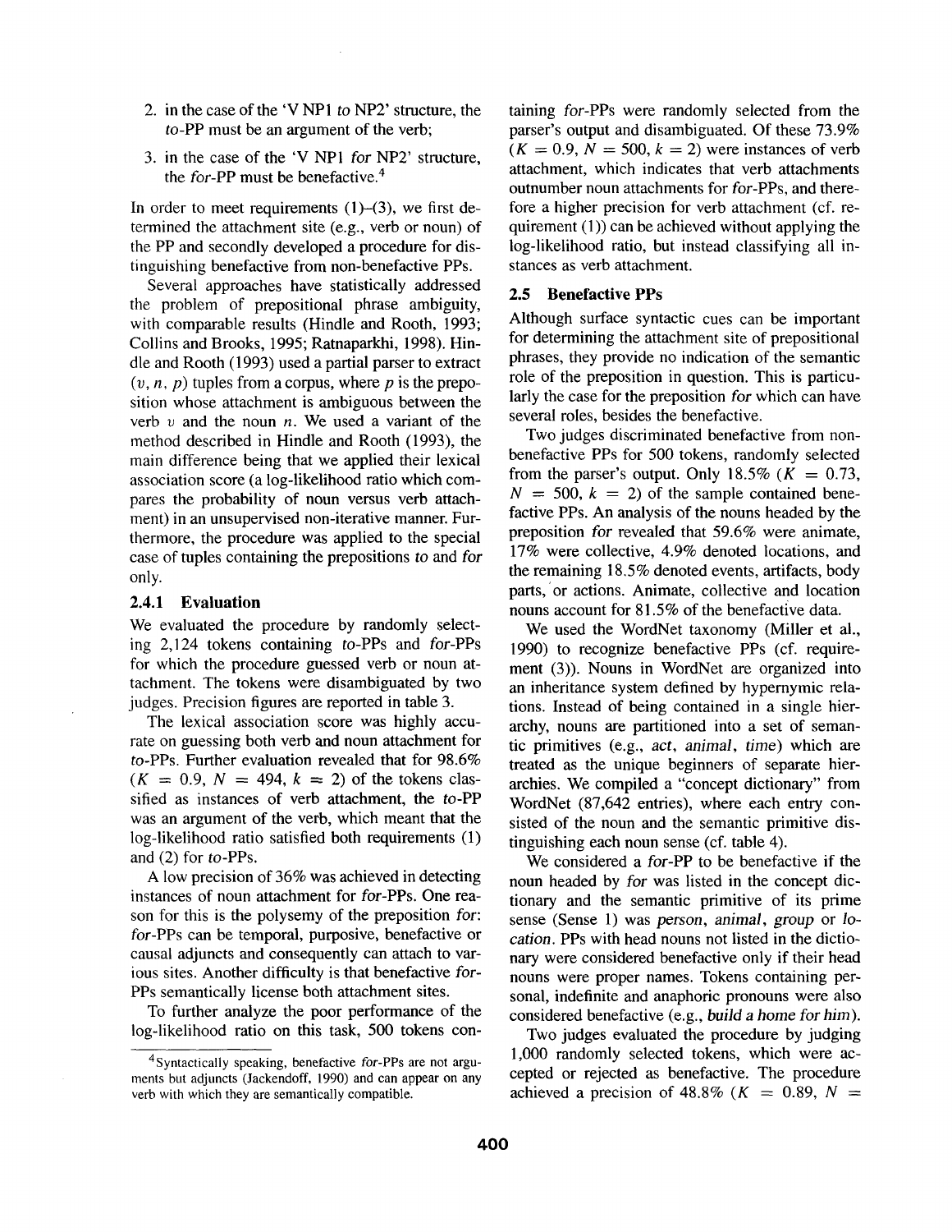2. in the case of the 'V NP1 *to* NP2' structure, the *to*-PP must be an argument of the verb;

3. in the case of the 'V NP1 *for* NP2' structure, the *for*-PP must be benefactive.[4]

In order to meet requirements (1)–(3), we first determined the attachment site (e.g., verb or noun) of the PP and secondly developed a procedure for distinguishing benefactive from non-benefactive PPs.

Several approaches have statistically addressed the problem of prepositional phrase ambiguity, with comparable results (Hindle and Rooth, 1993; Collins and Brooks, 1995; Ratnaparkhi, 1998). Hindle and Rooth (1993) used a partial parser to extract $(v, n, p)$ tuples from a corpus, where $p$ is the preposition whose attachment is ambiguous between the verb $v$ and the noun $n$. We used a variant of the method described in Hindle and Rooth (1993), the main difference being that we applied their lexical association score (a log-likelihood ratio which compares the probability of noun versus verb attachment) in an unsupervised non-iterative manner. Furthermore, the procedure was applied to the special case of tuples containing the prepositions *to* and *for* only.

### 2.4.1 Evaluation

We evaluated the procedure by randomly selecting 2,124 tokens containing *to*-PPs and *for*-PPs for which the procedure guessed verb or noun attachment. The tokens were disambiguated by two judges. Precision figures are reported in table 3.

The lexical association score was highly accurate on guessing both verb and noun attachment for *to*-PPs. Further evaluation revealed that for 98.6% ($K = 0.9$, $N = 494$, $k = 2$) of the tokens classified as instances of verb attachment, the *to*-PP was an argument of the verb, which meant that the log-likelihood ratio satisfied both requirements (1) and (2) for *to*-PPs.

A low precision of 36% was achieved in detecting instances of noun attachment for *for*-PPs. One reason for this is the polysemy of the preposition *for*: *for*-PPs can be temporal, purposive, benefactive or causal adjuncts and consequently can attach to various sites. Another difficulty is that benefactive *for*-PPs semantically license both attachment sites.

To further analyze the poor performance of the log-likelihood ratio on this task, 500 tokens containing *for*-PPs were randomly selected from the parser's output and disambiguated. Of these 73.9% ($K = 0.9$, $N = 500$, $k = 2$) were instances of verb attachment, which indicates that verb attachments outnumber noun attachments for *for*-PPs, and therefore a higher precision for verb attachment (cf. requirement (1)) can be achieved without applying the log-likelihood ratio, but instead classifying all instances as verb attachment.

## 2.5 Benefactive PPs

Although surface syntactic cues can be important for determining the attachment site of prepositional phrases, they provide no indication of the semantic role of the preposition in question. This is particularly the case for the preposition *for* which can have several roles, besides the benefactive.

Two judges discriminated benefactive from non-benefactive PPs for 500 tokens, randomly selected from the parser's output. Only 18.5% ($K = 0.73$, $N = 500$, $k = 2$) of the sample contained benefactive PPs. An analysis of the nouns headed by the preposition *for* revealed that 59.6% were animate, 17% were collective, 4.9% denoted locations, and the remaining 18.5% denoted events, artifacts, body parts, or actions. Animate, collective and location nouns account for 81.5% of the benefactive data.

We used the WordNet taxonomy (Miller et al., 1990) to recognize benefactive PPs (cf. requirement (3)). Nouns in WordNet are organized into an inheritance system defined by hypernymic relations. Instead of being contained in a single hierarchy, nouns are partitioned into a set of semantic primitives (e.g., *act*, *animal*, *time*) which are treated as the unique beginners of separate hierarchies. We compiled a "concept dictionary" from WordNet (87,642 entries), where each entry consisted of the noun and the semantic primitive distinguishing each noun sense (cf. table 4).

We considered a *for*-PP to be benefactive if the noun headed by *for* was listed in the concept dictionary and the semantic primitive of its prime sense (Sense 1) was *person*, *animal*, *group* or *location*. PPs with head nouns not listed in the dictionary were considered benefactive only if their head nouns were proper names. Tokens containing personal, indefinite and anaphoric pronouns were also considered benefactive (e.g., *build a home for him*).

Two judges evaluated the procedure by judging 1,000 randomly selected tokens, which were accepted or rejected as benefactive. The procedure achieved a precision of 48.8% ($K = 0.89$, $N =$

[4] Syntactically speaking, benefactive *for*-PPs are not arguments but adjuncts (Jackendoff, 1990) and can appear on any verb with which they are semantically compatible.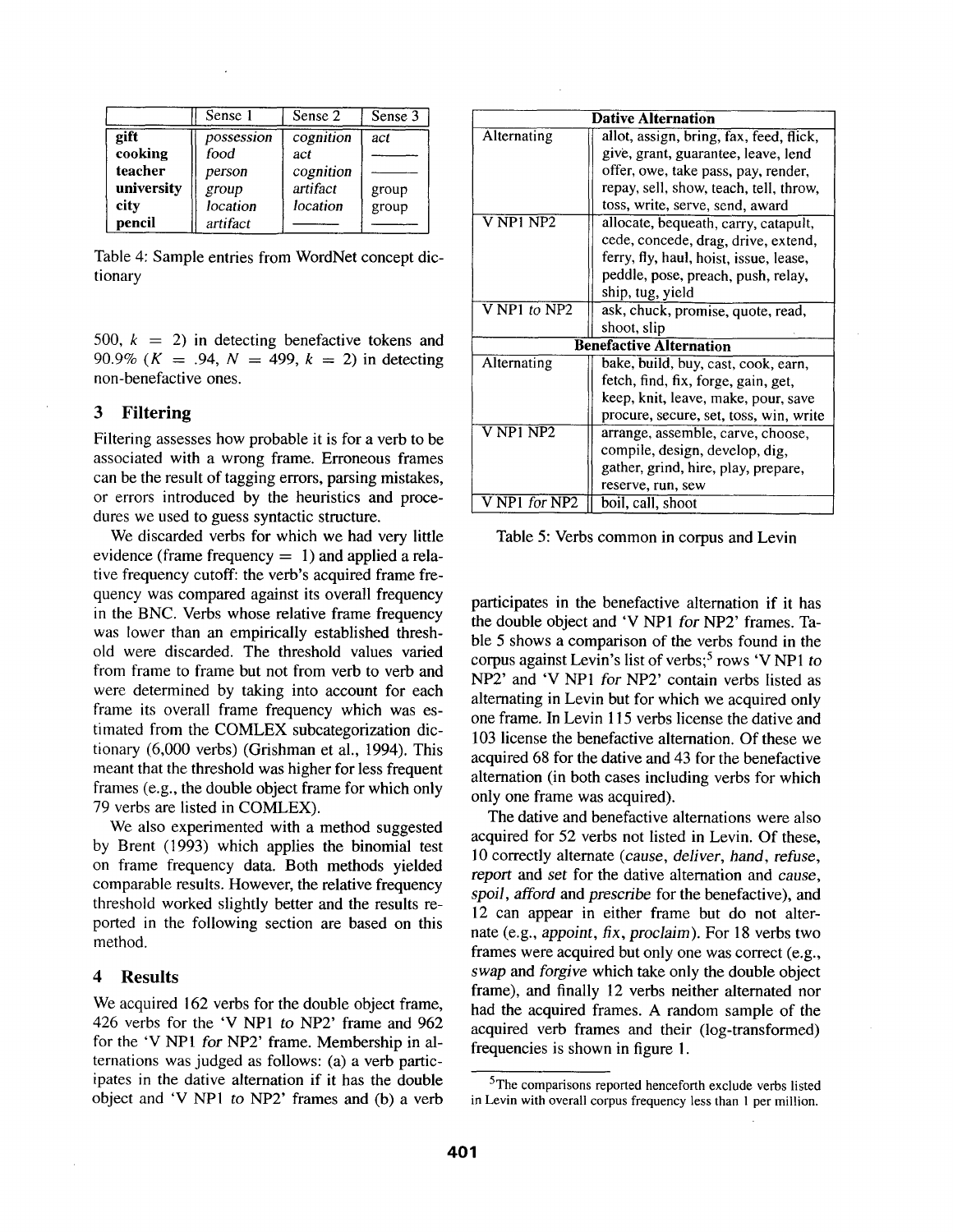| | Sense 1 | Sense 2 | Sense 3 |
|---|---|---|---|
| **gift** | *possession* | *cognition* | *act* |
| **cooking** | *food* | *act* | ——— |
| **teacher** | *person* | *cognition* | ——— |
| **university** | *group* | *artifact* | group |
| **city** | *location* | *location* | group |
| **pencil** | *artifact* | ——— | ——— |

Table 4: Sample entries from WordNet concept dictionary

500, $k$ = 2) in detecting benefactive tokens and 90.9% ($K$ = .94, $N$ = 499, $k$ = 2) in detecting non-benefactive ones.

## 3 Filtering

Filtering assesses how probable it is for a verb to be associated with a wrong frame. Erroneous frames can be the result of tagging errors, parsing mistakes, or errors introduced by the heuristics and procedures we used to guess syntactic structure.

We discarded verbs for which we had very little evidence (frame frequency = 1) and applied a relative frequency cutoff: the verb's acquired frame frequency was compared against its overall frequency in the BNC. Verbs whose relative frame frequency was lower than an empirically established threshold were discarded. The threshold values varied from frame to frame but not from verb to verb and were determined by taking into account for each frame its overall frame frequency which was estimated from the COMLEX subcategorization dictionary (6,000 verbs) (Grishman et al., 1994). This meant that the threshold was higher for less frequent frames (e.g., the double object frame for which only 79 verbs are listed in COMLEX).

We also experimented with a method suggested by Brent (1993) which applies the binomial test on frame frequency data. Both methods yielded comparable results. However, the relative frequency threshold worked slightly better and the results reported in the following section are based on this method.

## 4 Results

We acquired 162 verbs for the double object frame, 426 verbs for the 'V NP1 *to* NP2' frame and 962 for the 'V NP1 *for* NP2' frame. Membership in alternations was judged as follows: (a) a verb participates in the dative alternation if it has the double object and 'V NP1 *to* NP2' frames and (b) a verb participates in the benefactive alternation if it has the double object and 'V NP1 *for* NP2' frames. Table 5 shows a comparison of the verbs found in the corpus against Levin's list of verbs;[5] rows 'V NP1 *to* NP2' and 'V NP1 *for* NP2' contain verbs listed as alternating in Levin but for which we acquired only one frame. In Levin 115 verbs license the dative and 103 license the benefactive alternation. Of these we acquired 68 for the dative and 43 for the benefactive alternation (in both cases including verbs for which only one frame was acquired).

| **Dative Alternation** | |
|---|---|
| Alternating | allot, assign, bring, fax, feed, flick, give, grant, guarantee, leave, lend offer, owe, take pass, pay, render, repay, sell, show, teach, tell, throw, toss, write, serve, send, award |
| V NP1 NP2 | allocate, bequeath, carry, catapult, cede, concede, drag, drive, extend, ferry, fly, haul, hoist, issue, lease, peddle, pose, preach, push, relay, ship, tug, yield |
| V NP1 *to* NP2 | ask, chuck, promise, quote, read, shoot, slip |
| **Benefactive Alternation** | |
| Alternating | bake, build, buy, cast, cook, earn, fetch, find, fix, forge, gain, get, keep, knit, leave, make, pour, save procure, secure, set, toss, win, write |
| V NP1 NP2 | arrange, assemble, carve, choose, compile, design, develop, dig, gather, grind, hire, play, prepare, reserve, run, sew |
| V NP1 *for* NP2 | boil, call, shoot |

Table 5: Verbs common in corpus and Levin

The dative and benefactive alternations were also acquired for 52 verbs not listed in Levin. Of these, 10 correctly alternate (*cause*, *deliver*, *hand*, *refuse*, *report* and *set* for the dative alternation and *cause*, *spoil*, *afford* and *prescribe* for the benefactive), and 12 can appear in either frame but do not alternate (e.g., *appoint*, *fix*, *proclaim*). For 18 verbs two frames were acquired but only one was correct (e.g., *swap* and *forgive* which take only the double object frame), and finally 12 verbs neither alternated nor had the acquired frames. A random sample of the acquired verb frames and their (log-transformed) frequencies is shown in figure 1.

[5] The comparisons reported henceforth exclude verbs listed in Levin with overall corpus frequency less than 1 per million.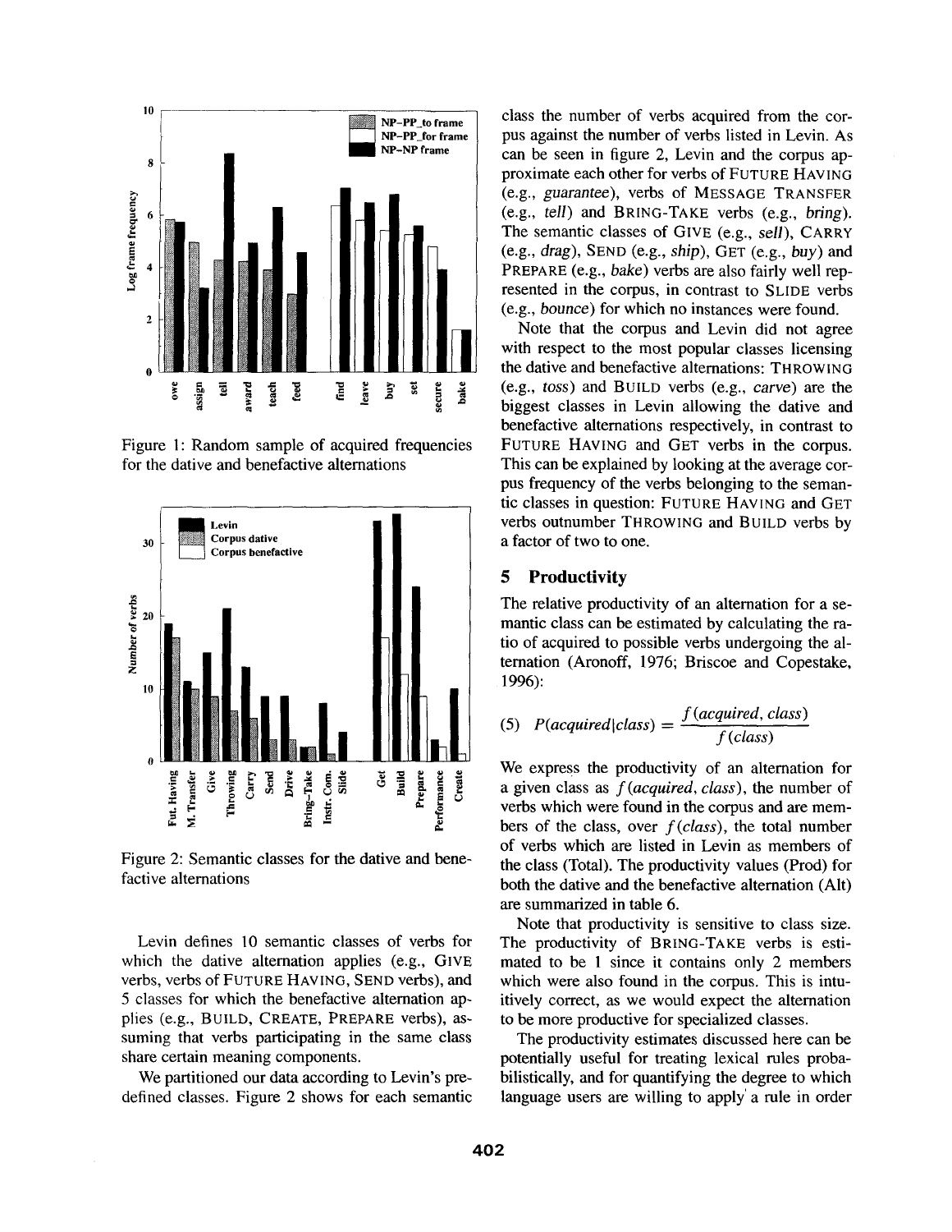Figure 1: Random sample of acquired frequencies for the dative and benefactive alternations

Figure 2: Semantic classes for the dative and benefactive alternations

Levin defines 10 semantic classes of verbs for which the dative alternation applies (e.g., GIVE verbs, verbs of FUTURE HAVING, SEND verbs), and 5 classes for which the benefactive alternation applies (e.g., BUILD, CREATE, PREPARE verbs), assuming that verbs participating in the same class share certain meaning components.

We partitioned our data according to Levin's predefined classes. Figure 2 shows for each semantic class the number of verbs acquired from the corpus against the number of verbs listed in Levin. As can be seen in figure 2, Levin and the corpus approximate each other for verbs of FUTURE HAVING (e.g., *guarantee*), verbs of MESSAGE TRANSFER (e.g., *tell*) and BRING-TAKE verbs (e.g., *bring*). The semantic classes of GIVE (e.g., *sell*), CARRY (e.g., *drag*), SEND (e.g., *ship*), GET (e.g., *buy*) and PREPARE (e.g., *bake*) verbs are also fairly well represented in the corpus, in contrast to SLIDE verbs (e.g., *bounce*) for which no instances were found.

Note that the corpus and Levin did not agree with respect to the most popular classes licensing the dative and benefactive alternations: THROWING (e.g., *toss*) and BUILD verbs (e.g., *carve*) are the biggest classes in Levin allowing the dative and benefactive alternations respectively, in contrast to FUTURE HAVING and GET verbs in the corpus. This can be explained by looking at the average corpus frequency of the verbs belonging to the semantic classes in question: FUTURE HAVING and GET verbs outnumber THROWING and BUILD verbs by a factor of two to one.

## 5 Productivity

The relative productivity of an alternation for a semantic class can be estimated by calculating the ratio of acquired to possible verbs undergoing the alternation (Aronoff, 1976; Briscoe and Copestake, 1996):

$$(5) \quad P(acquired|class) = \frac{f(acquired, class)}{f(class)}$$

We express the productivity of an alternation for a given class as $f(acquired, class)$, the number of verbs which were found in the corpus and are members of the class, over $f(class)$, the total number of verbs which are listed in Levin as members of the class (Total). The productivity values (Prod) for both the dative and the benefactive alternation (Alt) are summarized in table 6.

Note that productivity is sensitive to class size. The productivity of BRING-TAKE verbs is estimated to be 1 since it contains only 2 members which were also found in the corpus. This is intuitively correct, as we would expect the alternation to be more productive for specialized classes.

The productivity estimates discussed here can be potentially useful for treating lexical rules probabilistically, and for quantifying the degree to which language users are willing to apply a rule in order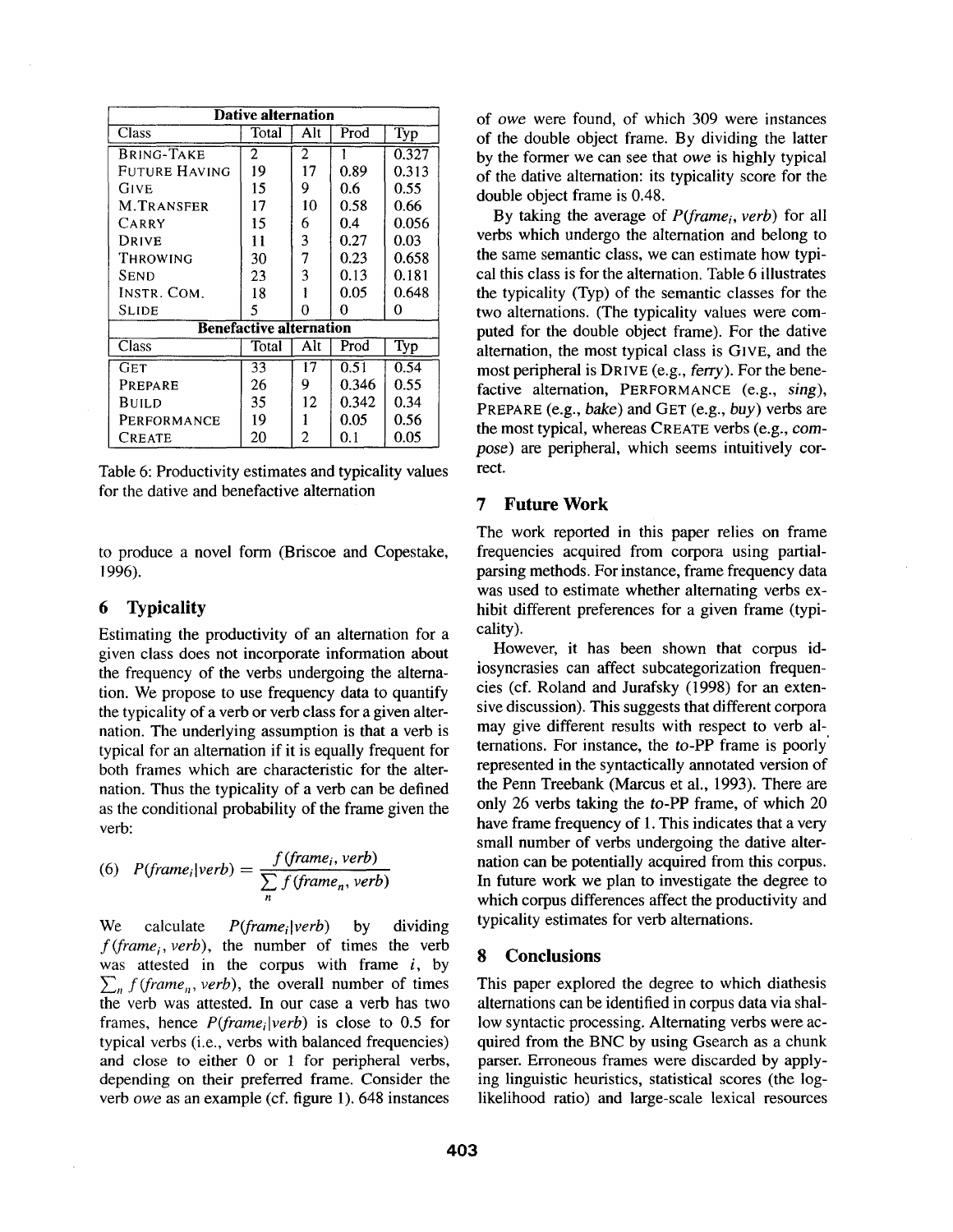| Dative alternation | | | | |
|---|---|---|---|---|
| Class | Total | Alt | Prod | Typ |
| BRING-TAKE | 2 | 2 | 1 | 0.327 |
| FUTURE HAVING | 19 | 17 | 0.89 | 0.313 |
| GIVE | 15 | 9 | 0.6 | 0.55 |
| M.TRANSFER | 17 | 10 | 0.58 | 0.66 |
| CARRY | 15 | 6 | 0.4 | 0.056 |
| DRIVE | 11 | 3 | 0.27 | 0.03 |
| THROWING | 30 | 7 | 0.23 | 0.658 |
| SEND | 23 | 3 | 0.13 | 0.181 |
| INSTR. COM. | 18 | 1 | 0.05 | 0.648 |
| SLIDE | 5 | 0 | 0 | 0 |
| **Benefactive alternation** | | | | |
| Class | Total | Alt | Prod | Typ |
| GET | 33 | 17 | 0.51 | 0.54 |
| PREPARE | 26 | 9 | 0.346 | 0.55 |
| BUILD | 35 | 12 | 0.342 | 0.34 |
| PERFORMANCE | 19 | 1 | 0.05 | 0.56 |
| CREATE | 20 | 2 | 0.1 | 0.05 |

Table 6: Productivity estimates and typicality values for the dative and benefactive alternation

to produce a novel form (Briscoe and Copestake, 1996).

## 6 Typicality

Estimating the productivity of an alternation for a given class does not incorporate information about the frequency of the verbs undergoing the alternation. We propose to use frequency data to quantify the typicality of a verb or verb class for a given alternation. The underlying assumption is that a verb is typical for an alternation if it is equally frequent for both frames which are characteristic for the alternation. Thus the typicality of a verb can be defined as the conditional probability of the frame given the verb:

$$(6)\quad P(frame_i|verb) = \frac{f(frame_i, verb)}{\sum_n f(frame_n, verb)}$$

We calculate $P(frame_i|verb)$ by dividing $f(frame_i, verb)$, the number of times the verb was attested in the corpus with frame $i$, by $\sum_n f(frame_n, verb)$, the overall number of times the verb was attested. In our case a verb has two frames, hence $P(frame_i|verb)$ is close to 0.5 for typical verbs (i.e., verbs with balanced frequencies) and close to either 0 or 1 for peripheral verbs, depending on their preferred frame. Consider the verb *owe* as an example (cf. figure 1). 648 instances of *owe* were found, of which 309 were instances of the double object frame. By dividing the latter by the former we can see that *owe* is highly typical of the dative alternation: its typicality score for the double object frame is 0.48.

By taking the average of $P(frame_i, verb)$ for all verbs which undergo the alternation and belong to the same semantic class, we can estimate how typical this class is for the alternation. Table 6 illustrates the typicality (Typ) of the semantic classes for the two alternations. (The typicality values were computed for the double object frame). For the dative alternation, the most typical class is GIVE, and the most peripheral is DRIVE (e.g., *ferry*). For the benefactive alternation, PERFORMANCE (e.g., *sing*), PREPARE (e.g., *bake*) and GET (e.g., *buy*) verbs are the most typical, whereas CREATE verbs (e.g., *compose*) are peripheral, which seems intuitively correct.

## 7 Future Work

The work reported in this paper relies on frame frequencies acquired from corpora using partial-parsing methods. For instance, frame frequency data was used to estimate whether alternating verbs exhibit different preferences for a given frame (typicality).

However, it has been shown that corpus idiosyncracies can affect subcategorization frequencies (cf. Roland and Jurafsky (1998) for an extensive discussion). This suggests that different corpora may give different results with respect to verb alternations. For instance, the *to*-PP frame is poorly represented in the syntactically annotated version of the Penn Treebank (Marcus et al., 1993). There are only 26 verbs taking the *to*-PP frame, of which 20 have frame frequency of 1. This indicates that a very small number of verbs undergoing the dative alternation can be potentially acquired from this corpus. In future work we plan to investigate the degree to which corpus differences affect the productivity and typicality estimates for verb alternations.

## 8 Conclusions

This paper explored the degree to which diathesis alternations can be identified in corpus data via shallow syntactic processing. Alternating verbs were acquired from the BNC by using Gsearch as a chunk parser. Erroneous frames were discarded by applying linguistic heuristics, statistical scores (the log-likelihood ratio) and large-scale lexical resources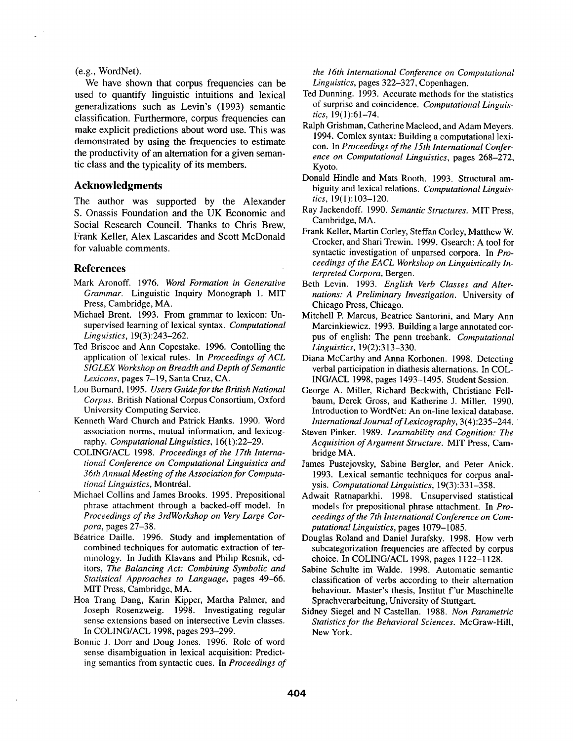(e.g., WordNet).

We have shown that corpus frequencies can be used to quantify linguistic intuitions and lexical generalizations such as Levin's (1993) semantic classification. Furthermore, corpus frequencies can make explicit predictions about word use. This was demonstrated by using the frequencies to estimate the productivity of an alternation for a given semantic class and the typicality of its members.

## Acknowledgments

The author was supported by the Alexander S. Onassis Foundation and the UK Economic and Social Research Council. Thanks to Chris Brew, Frank Keller, Alex Lascarides and Scott McDonald for valuable comments.

## References

Mark Aronoff. 1976. *Word Formation in Generative Grammar*. Linguistic Inquiry Monograph 1. MIT Press, Cambridge, MA.

Michael Brent. 1993. From grammar to lexicon: Unsupervised learning of lexical syntax. *Computational Linguistics*, 19(3):243–262.

Ted Briscoe and Ann Copestake. 1996. Contolling the application of lexical rules. In *Proceedings of ACL SIGLEX Workshop on Breadth and Depth of Semantic Lexicons*, pages 7–19, Santa Cruz, CA.

Lou Burnard, 1995. *Users Guide for the British National Corpus*. British National Corpus Consortium, Oxford University Computing Service.

Kenneth Ward Church and Patrick Hanks. 1990. Word association norms, mutual information, and lexicography. *Computational Linguistics*, 16(1):22–29.

COLING/ACL 1998. *Proceedings of the 17th International Conference on Computational Linguistics and 36th Annual Meeting of the Association for Computational Linguistics*, Montréal.

Michael Collins and James Brooks. 1995. Prepositional phrase attachment through a backed-off model. In *Proceedings of the 3rdWorkshop on Very Large Corpora*, pages 27–38.

Béatrice Daille. 1996. Study and implementation of combined techniques for automatic extraction of terminology. In Judith Klavans and Philip Resnik, editors, *The Balancing Act: Combining Symbolic and Statistical Approaches to Language*, pages 49–66. MIT Press, Cambridge, MA.

Hoa Trang Dang, Karin Kipper, Martha Palmer, and Joseph Rosenzweig. 1998. Investigating regular sense extensions based on intersective Levin classes. In COLING/ACL 1998, pages 293–299.

Bonnie J. Dorr and Doug Jones. 1996. Role of word sense disambiguation in lexical acquisition: Predicting semantics from syntactic cues. In *Proceedings of the 16th International Conference on Computational Linguistics*, pages 322–327, Copenhagen.

Ted Dunning. 1993. Accurate methods for the statistics of surprise and coincidence. *Computational Linguistics*, 19(1):61–74.

Ralph Grishman, Catherine Macleod, and Adam Meyers. 1994. Comlex syntax: Building a computational lexicon. In *Proceedings of the 15th International Conference on Computational Linguistics*, pages 268–272, Kyoto.

Donald Hindle and Mats Rooth. 1993. Structural ambiguity and lexical relations. *Computational Linguistics*, 19(1):103–120.

Ray Jackendoff. 1990. *Semantic Structures*. MIT Press, Cambridge, MA.

Frank Keller, Martin Corley, Steffan Corley, Matthew W. Crocker, and Shari Trewin. 1999. Gsearch: A tool for syntactic investigation of unparsed corpora. In *Proceedings of the EACL Workshop on Linguistically Interpreted Corpora*, Bergen.

Beth Levin. 1993. *English Verb Classes and Alternations: A Preliminary Investigation*. University of Chicago Press, Chicago.

Mitchell P. Marcus, Beatrice Santorini, and Mary Ann Marcinkiewicz. 1993. Building a large annotated corpus of english: The penn treebank. *Computational Linguistics*, 19(2):313–330.

Diana McCarthy and Anna Korhonen. 1998. Detecting verbal participation in diathesis alternations. In COLING/ACL 1998, pages 1493–1495. Student Session.

George A. Miller, Richard Beckwith, Christiane Fellbaum, Derek Gross, and Katherine J. Miller. 1990. Introduction to WordNet: An on-line lexical database. *International Journal of Lexicography*, 3(4):235–244.

Steven Pinker. 1989. *Learnability and Cognition: The Acquisition of Argument Structure*. MIT Press, Cambridge MA.

James Pustejovsky, Sabine Bergler, and Peter Anick. 1993. Lexical semantic techniques for corpus analysis. *Computational Linguistics*, 19(3):331–358.

Adwait Ratnaparkhi. 1998. Unsupervised statistical models for prepositional phrase attachment. In *Proceedings of the 7th International Conference on Computational Linguistics*, pages 1079–1085.

Douglas Roland and Daniel Jurafsky. 1998. How verb subcategorization frequencies are affected by corpus choice. In COLING/ACL 1998, pages 1122–1128.

Sabine Schulte im Walde. 1998. Automatic semantic classification of verbs according to their alternation behaviour. Master's thesis, Institut f"ur Maschinelle Sprachverarbeitung, University of Stuttgart.

Sidney Siegel and N Castellan. 1988. *Non Parametric Statistics for the Behavioral Sciences*. McGraw-Hill, New York.